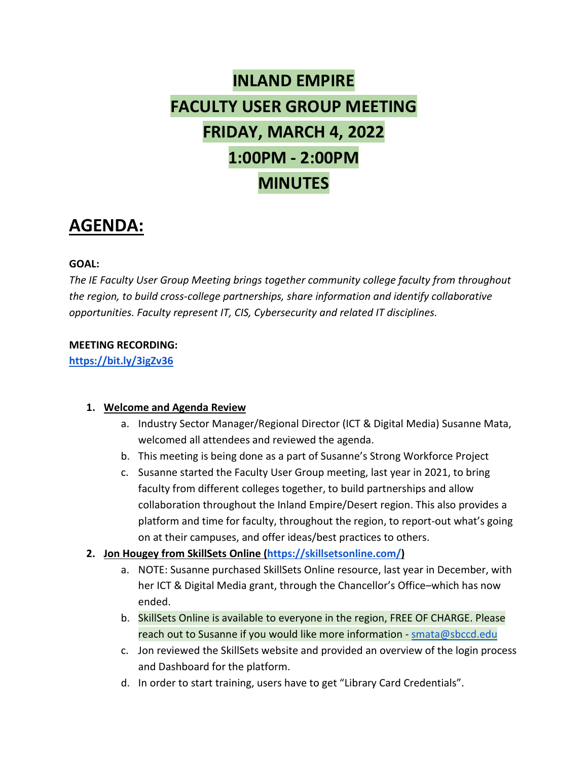# INLAND EMPIRE
# FACULTY USER GROUP MEETING
# FRIDAY, MARCH 4, 2022
# 1:00PM - 2:00PM
# MINUTES

## AGENDA:

**GOAL:**

*The IE Faculty User Group Meeting brings together community college faculty from throughout the region, to build cross-college partnerships, share information and identify collaborative opportunities. Faculty represent IT, CIS, Cybersecurity and related IT disciplines.*

**MEETING RECORDING:**

**https://bit.ly/3igZv36**

1. **Welcome and Agenda Review**
   a. Industry Sector Manager/Regional Director (ICT & Digital Media) Susanne Mata, welcomed all attendees and reviewed the agenda.
   b. This meeting is being done as a part of Susanne's Strong Workforce Project
   c. Susanne started the Faculty User Group meeting, last year in 2021, to bring faculty from different colleges together, to build partnerships and allow collaboration throughout the Inland Empire/Desert region. This also provides a platform and time for faculty, throughout the region, to report-out what's going on at their campuses, and offer ideas/best practices to others.
2. **Jon Hougey from SkillSets Online (https://skillsetsonline.com/)**
   a. NOTE: Susanne purchased SkillSets Online resource, last year in December, with her ICT & Digital Media grant, through the Chancellor's Office–which has now ended.
   b. SkillSets Online is available to everyone in the region, FREE OF CHARGE. Please reach out to Susanne if you would like more information - smata@sbccd.edu
   c. Jon reviewed the SkillSets website and provided an overview of the login process and Dashboard for the platform.
   d. In order to start training, users have to get "Library Card Credentials".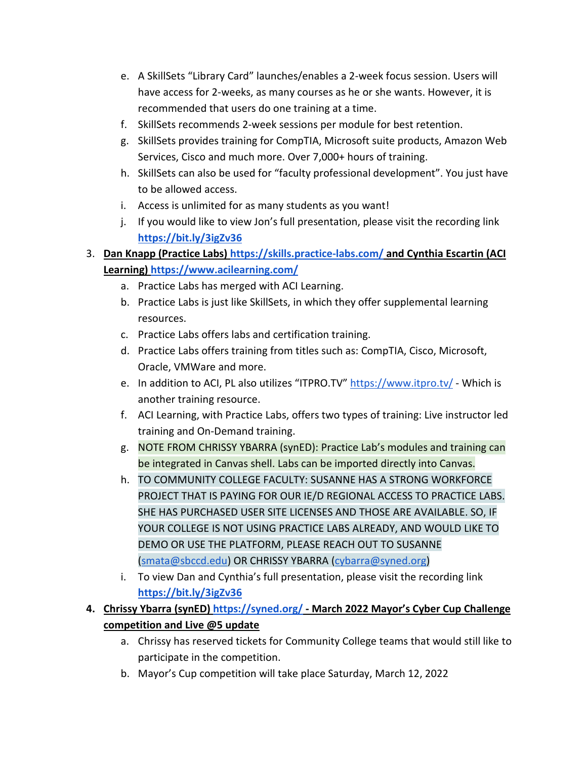e. A SkillSets "Library Card" launches/enables a 2-week focus session. Users will have access for 2-weeks, as many courses as he or she wants. However, it is recommended that users do one training at a time.
   f. SkillSets recommends 2-week sessions per module for best retention.
   g. SkillSets provides training for CompTIA, Microsoft suite products, Amazon Web Services, Cisco and much more. Over 7,000+ hours of training.
   h. SkillSets can also be used for "faculty professional development". You just have to be allowed access.
   i. Access is unlimited for as many students as you want!
   j. If you would like to view Jon's full presentation, please visit the recording link **https://bit.ly/3igZv36**

3. **Dan Knapp (Practice Labs) https://skills.practice-labs.com/ and Cynthia Escartin (ACI Learning) https://www.acilearning.com/**
   a. Practice Labs has merged with ACI Learning.
   b. Practice Labs is just like SkillSets, in which they offer supplemental learning resources.
   c. Practice Labs offers labs and certification training.
   d. Practice Labs offers training from titles such as: CompTIA, Cisco, Microsoft, Oracle, VMWare and more.
   e. In addition to ACI, PL also utilizes "ITPRO.TV" https://www.itpro.tv/ - Which is another training resource.
   f. ACI Learning, with Practice Labs, offers two types of training: Live instructor led training and On-Demand training.
   g. NOTE FROM CHRISSY YBARRA (synED): Practice Lab's modules and training can be integrated in Canvas shell. Labs can be imported directly into Canvas.
   h. TO COMMUNITY COLLEGE FACULTY: SUSANNE HAS A STRONG WORKFORCE PROJECT THAT IS PAYING FOR OUR IE/D REGIONAL ACCESS TO PRACTICE LABS. SHE HAS PURCHASED USER SITE LICENSES AND THOSE ARE AVAILABLE. SO, IF YOUR COLLEGE IS NOT USING PRACTICE LABS ALREADY, AND WOULD LIKE TO DEMO OR USE THE PLATFORM, PLEASE REACH OUT TO SUSANNE (smata@sbccd.edu) OR CHRISSY YBARRA (cybarra@syned.org)
   i. To view Dan and Cynthia's full presentation, please visit the recording link **https://bit.ly/3igZv36**

4. **Chrissy Ybarra (synED) https://syned.org/ - March 2022 Mayor's Cyber Cup Challenge competition and Live @5 update**
   a. Chrissy has reserved tickets for Community College teams that would still like to participate in the competition.
   b. Mayor's Cup competition will take place Saturday, March 12, 2022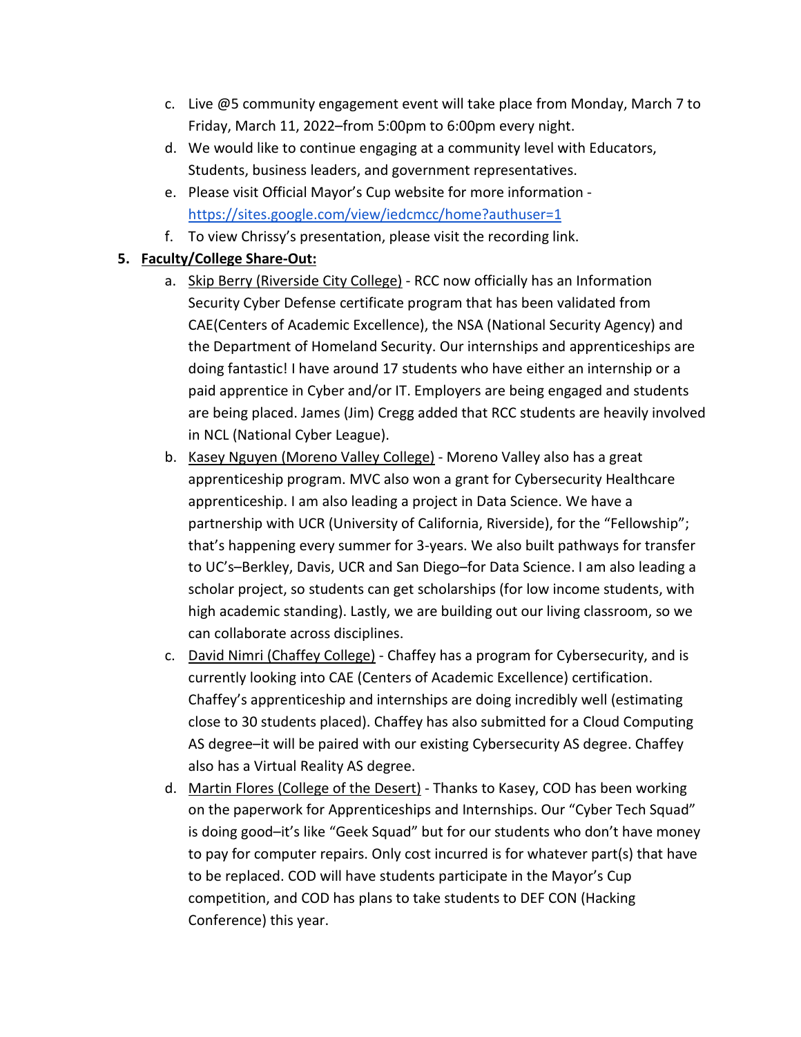c. Live @5 community engagement event will take place from Monday, March 7 to Friday, March 11, 2022–from 5:00pm to 6:00pm every night.

d. We would like to continue engaging at a community level with Educators, Students, business leaders, and government representatives.

e. Please visit Official Mayor's Cup website for more information - https://sites.google.com/view/iedcmcc/home?authuser=1

f. To view Chrissy's presentation, please visit the recording link.

5. **Faculty/College Share-Out:**

   a. Skip Berry (Riverside City College) - RCC now officially has an Information Security Cyber Defense certificate program that has been validated from CAE(Centers of Academic Excellence), the NSA (National Security Agency) and the Department of Homeland Security. Our internships and apprenticeships are doing fantastic! I have around 17 students who have either an internship or a paid apprentice in Cyber and/or IT. Employers are being engaged and students are being placed. James (Jim) Cregg added that RCC students are heavily involved in NCL (National Cyber League).

   b. Kasey Nguyen (Moreno Valley College) - Moreno Valley also has a great apprenticeship program. MVC also won a grant for Cybersecurity Healthcare apprenticeship. I am also leading a project in Data Science. We have a partnership with UCR (University of California, Riverside), for the "Fellowship"; that's happening every summer for 3-years. We also built pathways for transfer to UC's–Berkley, Davis, UCR and San Diego–for Data Science. I am also leading a scholar project, so students can get scholarships (for low income students, with high academic standing). Lastly, we are building out our living classroom, so we can collaborate across disciplines.

   c. David Nimri (Chaffey College) - Chaffey has a program for Cybersecurity, and is currently looking into CAE (Centers of Academic Excellence) certification. Chaffey's apprenticeship and internships are doing incredibly well (estimating close to 30 students placed). Chaffey has also submitted for a Cloud Computing AS degree–it will be paired with our existing Cybersecurity AS degree. Chaffey also has a Virtual Reality AS degree.

   d. Martin Flores (College of the Desert) - Thanks to Kasey, COD has been working on the paperwork for Apprenticeships and Internships. Our "Cyber Tech Squad" is doing good–it's like "Geek Squad" but for our students who don't have money to pay for computer repairs. Only cost incurred is for whatever part(s) that have to be replaced. COD will have students participate in the Mayor's Cup competition, and COD has plans to take students to DEF CON (Hacking Conference) this year.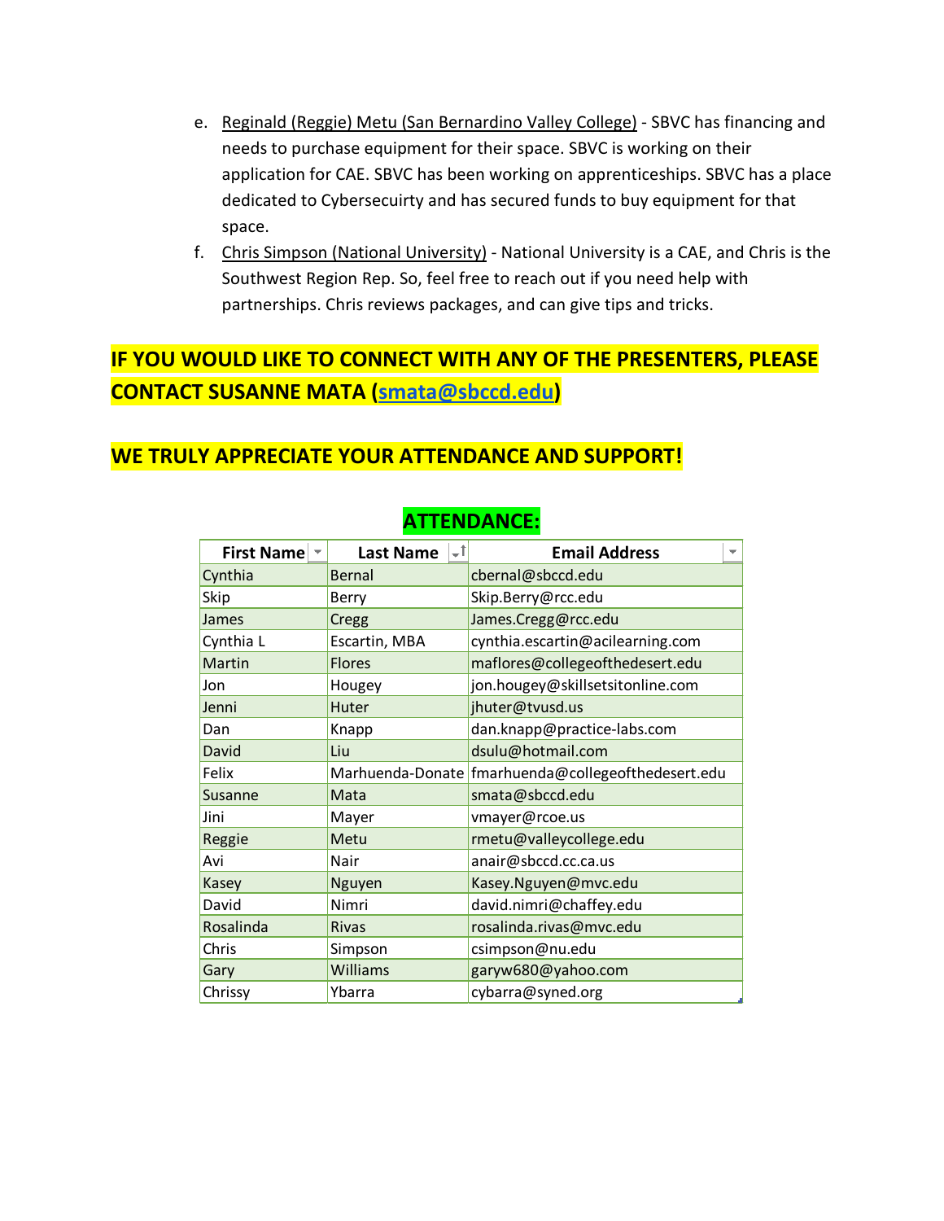e. Reginald (Reggie) Metu (San Bernardino Valley College) - SBVC has financing and needs to purchase equipment for their space. SBVC is working on their application for CAE. SBVC has been working on apprenticeships. SBVC has a place dedicated to Cybersecuirty and has secured funds to buy equipment for that space.

f. Chris Simpson (National University) - National University is a CAE, and Chris is the Southwest Region Rep. So, feel free to reach out if you need help with partnerships. Chris reviews packages, and can give tips and tricks.

**IF YOU WOULD LIKE TO CONNECT WITH ANY OF THE PRESENTERS, PLEASE CONTACT SUSANNE MATA (smata@sbccd.edu)**

**WE TRULY APPRECIATE YOUR ATTENDANCE AND SUPPORT!**

**ATTENDANCE:**

| First Name | Last Name | Email Address |
|---|---|---|
| Cynthia | Bernal | cbernal@sbccd.edu |
| Skip | Berry | Skip.Berry@rcc.edu |
| James | Cregg | James.Cregg@rcc.edu |
| Cynthia L | Escartin, MBA | cynthia.escartin@acilearning.com |
| Martin | Flores | maflores@collegeofthedesert.edu |
| Jon | Hougey | jon.hougey@skillsetsitonline.com |
| Jenni | Huter | jhuter@tvusd.us |
| Dan | Knapp | dan.knapp@practice-labs.com |
| David | Liu | dsulu@hotmail.com |
| Felix | Marhuenda-Donate | fmarhuenda@collegeofthedesert.edu |
| Susanne | Mata | smata@sbccd.edu |
| Jini | Mayer | vmayer@rcoe.us |
| Reggie | Metu | rmetu@valleycollege.edu |
| Avi | Nair | anair@sbccd.cc.ca.us |
| Kasey | Nguyen | Kasey.Nguyen@mvc.edu |
| David | Nimri | david.nimri@chaffey.edu |
| Rosalinda | Rivas | rosalinda.rivas@mvc.edu |
| Chris | Simpson | csimpson@nu.edu |
| Gary | Williams | garyw680@yahoo.com |
| Chrissy | Ybarra | cybarra@syned.org |